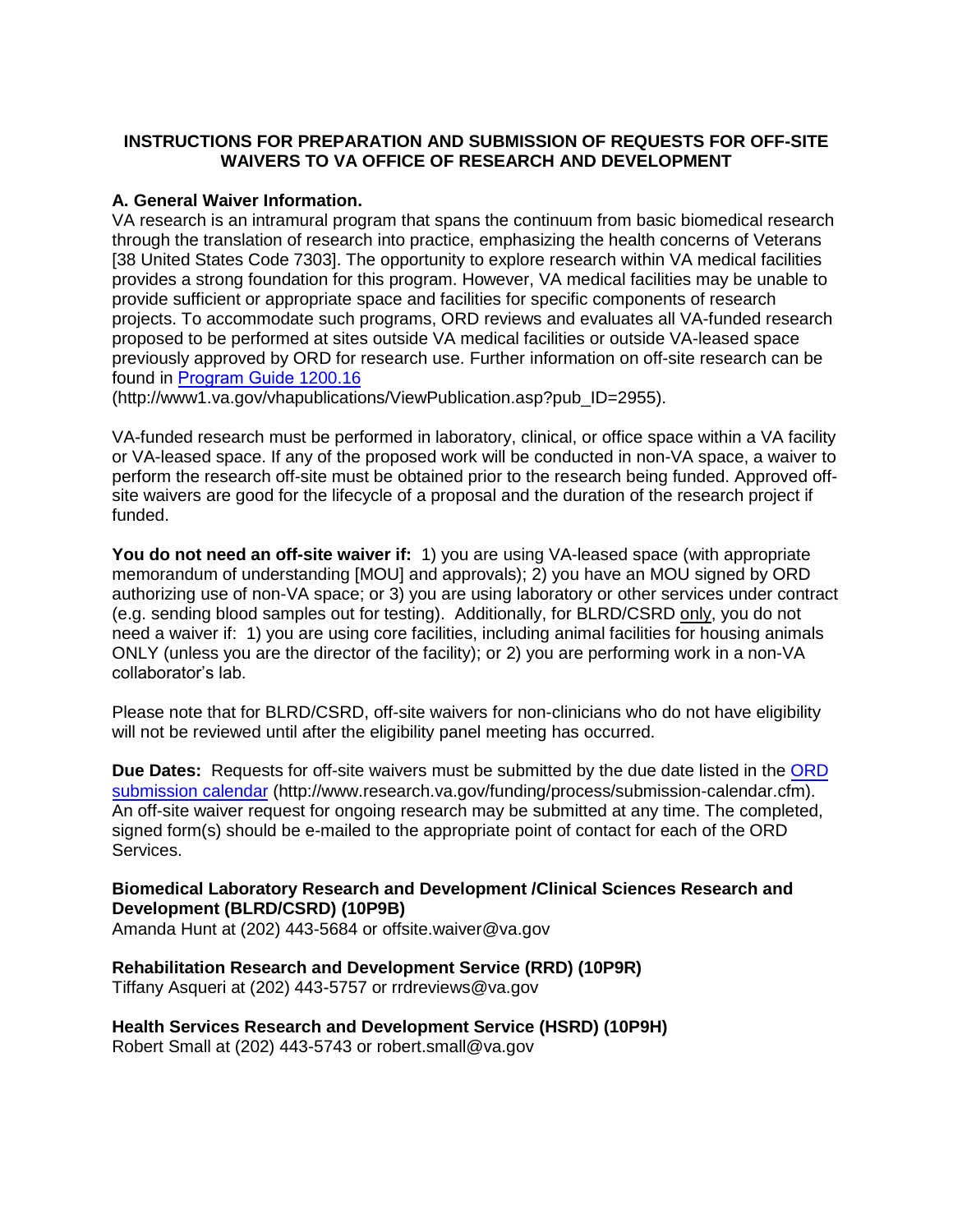# INSTRUCTIONS FOR PREPARATION AND SUBMISSION OF REQUESTS FOR OFF-SITE WAIVERS TO VA OFFICE OF RESEARCH AND DEVELOPMENT

## A. General Waiver Information.

VA research is an intramural program that spans the continuum from basic biomedical research through the translation of research into practice, emphasizing the health concerns of Veterans [38 United States Code 7303]. The opportunity to explore research within VA medical facilities provides a strong foundation for this program. However, VA medical facilities may be unable to provide sufficient or appropriate space and facilities for specific components of research projects. To accommodate such programs, ORD reviews and evaluates all VA-funded research proposed to be performed at sites outside VA medical facilities or outside VA-leased space previously approved by ORD for research use. Further information on off-site research can be found in [Program Guide 1200.16](http://www1.va.gov/vhapublications/ViewPublication.asp?pub_ID=2955) (http://www1.va.gov/vhapublications/ViewPublication.asp?pub_ID=2955).

VA-funded research must be performed in laboratory, clinical, or office space within a VA facility or VA-leased space. If any of the proposed work will be conducted in non-VA space, a waiver to perform the research off-site must be obtained prior to the research being funded. Approved off-site waivers are good for the lifecycle of a proposal and the duration of the research project if funded.

**You do not need an off-site waiver if:** 1) you are using VA-leased space (with appropriate memorandum of understanding [MOU] and approvals); 2) you have an MOU signed by ORD authorizing use of non-VA space; or 3) you are using laboratory or other services under contract (e.g. sending blood samples out for testing). Additionally, for BLRD/CSRD only, you do not need a waiver if: 1) you are using core facilities, including animal facilities for housing animals ONLY (unless you are the director of the facility); or 2) you are performing work in a non-VA collaborator's lab.

Please note that for BLRD/CSRD, off-site waivers for non-clinicians who do not have eligibility will not be reviewed until after the eligibility panel meeting has occurred.

**Due Dates:** Requests for off-site waivers must be submitted by the due date listed in the [ORD submission calendar](http://www.research.va.gov/funding/process/submission-calendar.cfm) (http://www.research.va.gov/funding/process/submission-calendar.cfm). An off-site waiver request for ongoing research may be submitted at any time. The completed, signed form(s) should be e-mailed to the appropriate point of contact for each of the ORD Services.

**Biomedical Laboratory Research and Development /Clinical Sciences Research and Development (BLRD/CSRD) (10P9B)**
Amanda Hunt at (202) 443-5684 or offsite.waiver@va.gov

**Rehabilitation Research and Development Service (RRD) (10P9R)**
Tiffany Asqueri at (202) 443-5757 or rrdreviews@va.gov

**Health Services Research and Development Service (HSRD) (10P9H)**
Robert Small at (202) 443-5743 or robert.small@va.gov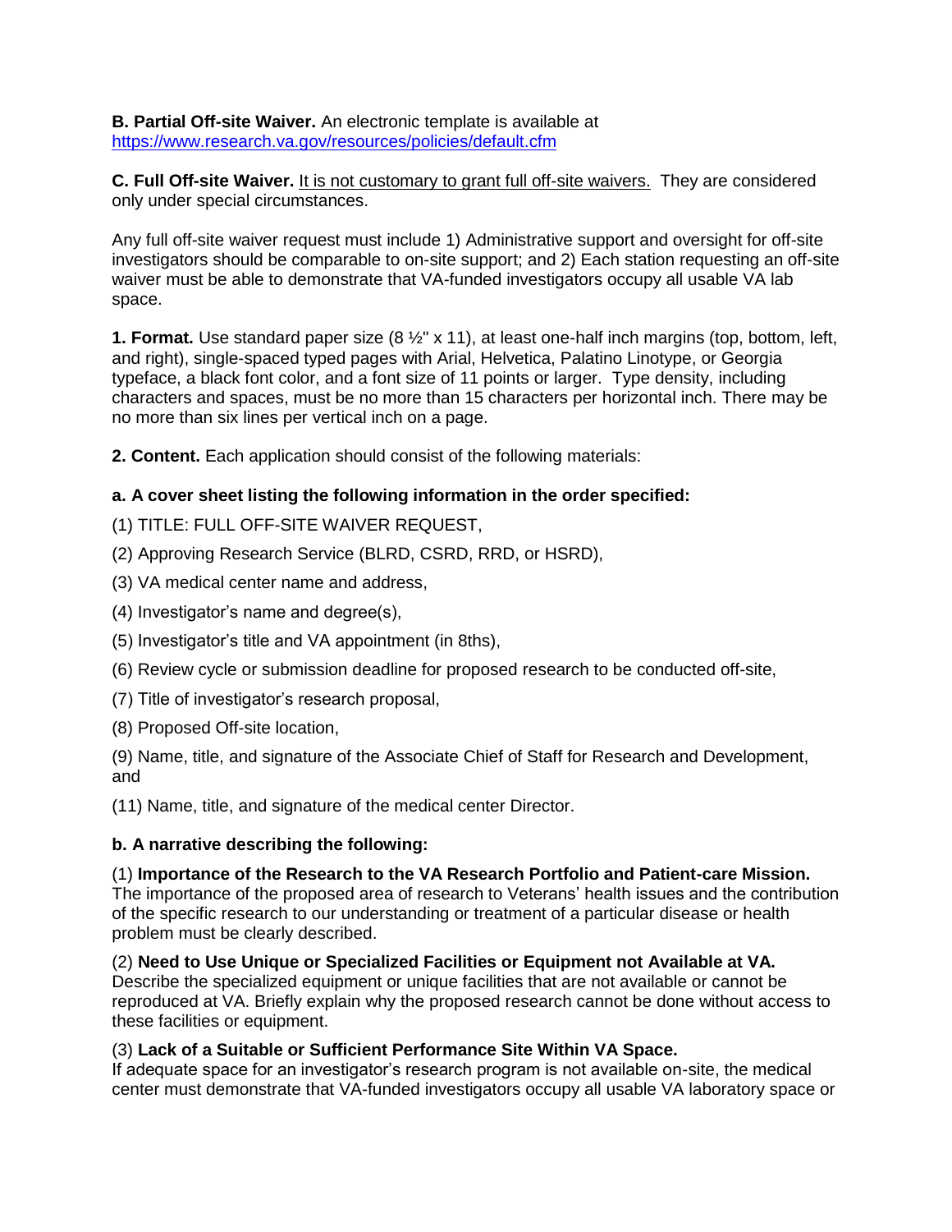**B. Partial Off-site Waiver.** An electronic template is available at https://www.research.va.gov/resources/policies/default.cfm

**C. Full Off-site Waiver.** It is not customary to grant full off-site waivers. They are considered only under special circumstances.

Any full off-site waiver request must include 1) Administrative support and oversight for off-site investigators should be comparable to on-site support; and 2) Each station requesting an off-site waiver must be able to demonstrate that VA-funded investigators occupy all usable VA lab space.

**1. Format.** Use standard paper size (8 ½" x 11), at least one-half inch margins (top, bottom, left, and right), single-spaced typed pages with Arial, Helvetica, Palatino Linotype, or Georgia typeface, a black font color, and a font size of 11 points or larger. Type density, including characters and spaces, must be no more than 15 characters per horizontal inch. There may be no more than six lines per vertical inch on a page.

**2. Content.** Each application should consist of the following materials:

**a. A cover sheet listing the following information in the order specified:**

(1) TITLE: FULL OFF-SITE WAIVER REQUEST,

(2) Approving Research Service (BLRD, CSRD, RRD, or HSRD),

(3) VA medical center name and address,

(4) Investigator's name and degree(s),

(5) Investigator's title and VA appointment (in 8ths),

(6) Review cycle or submission deadline for proposed research to be conducted off-site,

(7) Title of investigator's research proposal,

(8) Proposed Off-site location,

(9) Name, title, and signature of the Associate Chief of Staff for Research and Development, and

(11) Name, title, and signature of the medical center Director.

**b. A narrative describing the following:**

(1) **Importance of the Research to the VA Research Portfolio and Patient-care Mission.** The importance of the proposed area of research to Veterans' health issues and the contribution of the specific research to our understanding or treatment of a particular disease or health problem must be clearly described.

(2) **Need to Use Unique or Specialized Facilities or Equipment not Available at VA.** Describe the specialized equipment or unique facilities that are not available or cannot be reproduced at VA. Briefly explain why the proposed research cannot be done without access to these facilities or equipment.

(3) **Lack of a Suitable or Sufficient Performance Site Within VA Space.** If adequate space for an investigator's research program is not available on-site, the medical center must demonstrate that VA-funded investigators occupy all usable VA laboratory space or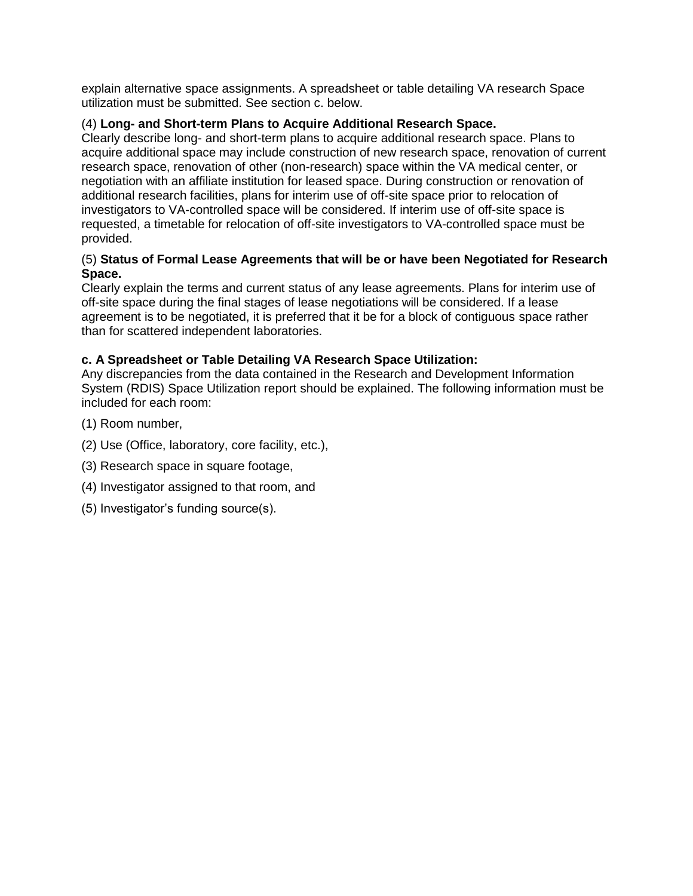explain alternative space assignments. A spreadsheet or table detailing VA research Space utilization must be submitted. See section c. below.

(4) **Long- and Short-term Plans to Acquire Additional Research Space.**
Clearly describe long- and short-term plans to acquire additional research space. Plans to acquire additional space may include construction of new research space, renovation of current research space, renovation of other (non-research) space within the VA medical center, or negotiation with an affiliate institution for leased space. During construction or renovation of additional research facilities, plans for interim use of off-site space prior to relocation of investigators to VA-controlled space will be considered. If interim use of off-site space is requested, a timetable for relocation of off-site investigators to VA-controlled space must be provided.

(5) **Status of Formal Lease Agreements that will be or have been Negotiated for Research Space.**
Clearly explain the terms and current status of any lease agreements. Plans for interim use of off-site space during the final stages of lease negotiations will be considered. If a lease agreement is to be negotiated, it is preferred that it be for a block of contiguous space rather than for scattered independent laboratories.

**c. A Spreadsheet or Table Detailing VA Research Space Utilization:**
Any discrepancies from the data contained in the Research and Development Information System (RDIS) Space Utilization report should be explained. The following information must be included for each room:

(1) Room number,

(2) Use (Office, laboratory, core facility, etc.),

(3) Research space in square footage,

(4) Investigator assigned to that room, and

(5) Investigator's funding source(s).